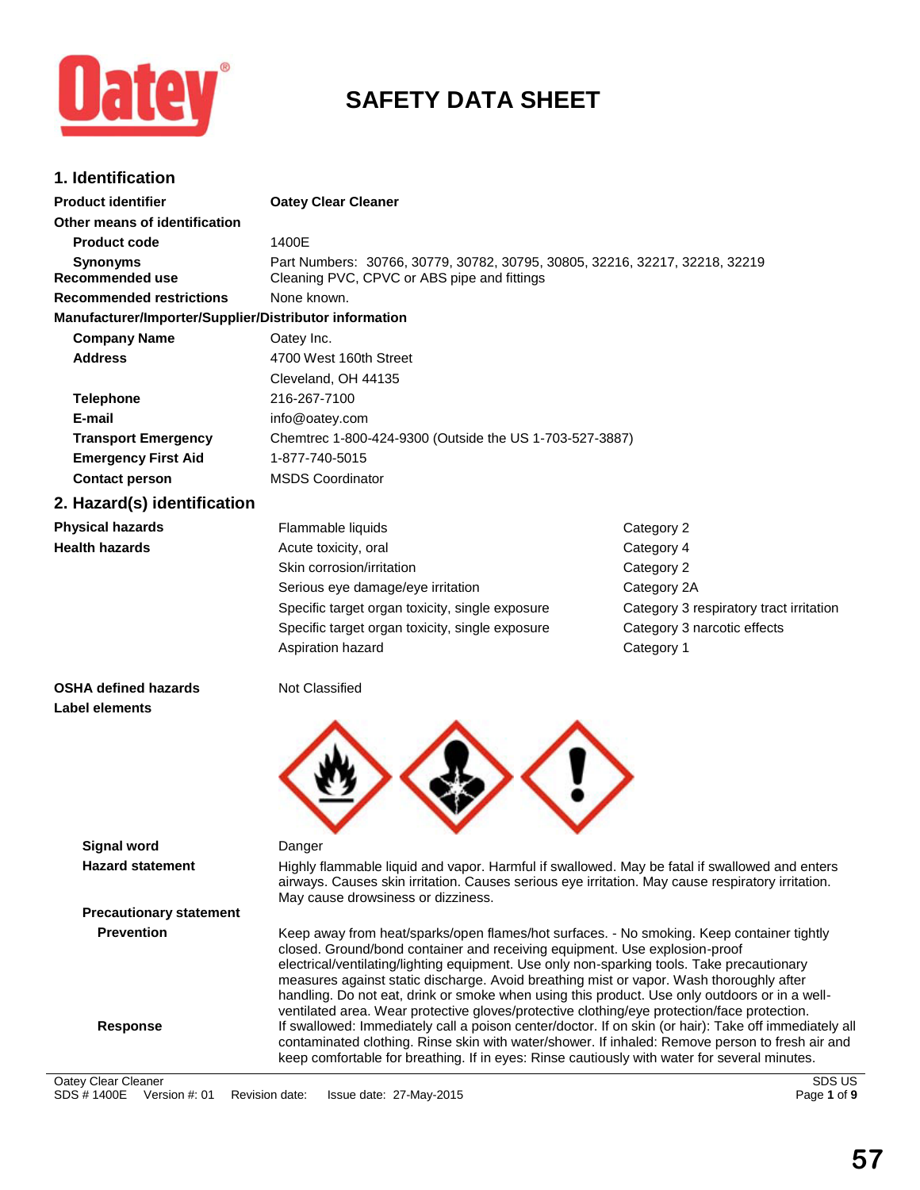# SAFETY DATA SHEET

## 1. Identification

| | |
|---|---|
| **Product identifier** | **Oatey Clear Cleaner** |
| **Other means of identification** | |
| **Product code** | 1400E |
| **Synonyms** | Part Numbers: 30766, 30779, 30782, 30795, 30805, 32216, 32217, 32218, 32219 |
| **Recommended use** | Cleaning PVC, CPVC or ABS pipe and fittings |
| **Recommended restrictions** | None known. |

**Manufacturer/Importer/Supplier/Distributor information**

| | |
|---|---|
| **Company Name** | Oatey Inc. |
| **Address** | 4700 West 160th Street<br>Cleveland, OH 44135 |
| **Telephone** | 216-267-7100 |
| **E-mail** | info@oatey.com |
| **Transport Emergency** | Chemtrec 1-800-424-9300 (Outside the US 1-703-527-3887) |
| **Emergency First Aid** | 1-877-740-5015 |
| **Contact person** | MSDS Coordinator |

## 2. Hazard(s) identification

| | | |
|---|---|---|
| **Physical hazards** | Flammable liquids | Category 2 |
| **Health hazards** | Acute toxicity, oral | Category 4 |
| | Skin corrosion/irritation | Category 2 |
| | Serious eye damage/eye irritation | Category 2A |
| | Specific target organ toxicity, single exposure | Category 3 respiratory tract irritation |
| | Specific target organ toxicity, single exposure | Category 3 narcotic effects |
| | Aspiration hazard | Category 1 |

**OSHA defined hazards** Not Classified

**Label elements**

**Signal word** Danger

**Hazard statement** Highly flammable liquid and vapor. Harmful if swallowed. May be fatal if swallowed and enters airways. Causes skin irritation. Causes serious eye irritation. May cause respiratory irritation. May cause drowsiness or dizziness.

**Precautionary statement**

**Prevention** Keep away from heat/sparks/open flames/hot surfaces. - No smoking. Keep container tightly closed. Ground/bond container and receiving equipment. Use explosion-proof electrical/ventilating/lighting equipment. Use only non-sparking tools. Take precautionary measures against static discharge. Avoid breathing mist or vapor. Wash thoroughly after handling. Do not eat, drink or smoke when using this product. Use only outdoors or in a well-ventilated area. Wear protective gloves/protective clothing/eye protection/face protection.

**Response** If swallowed: Immediately call a poison center/doctor. If on skin (or hair): Take off immediately all contaminated clothing. Rinse skin with water/shower. If inhaled: Remove person to fresh air and keep comfortable for breathing. If in eyes: Rinse cautiously with water for several minutes.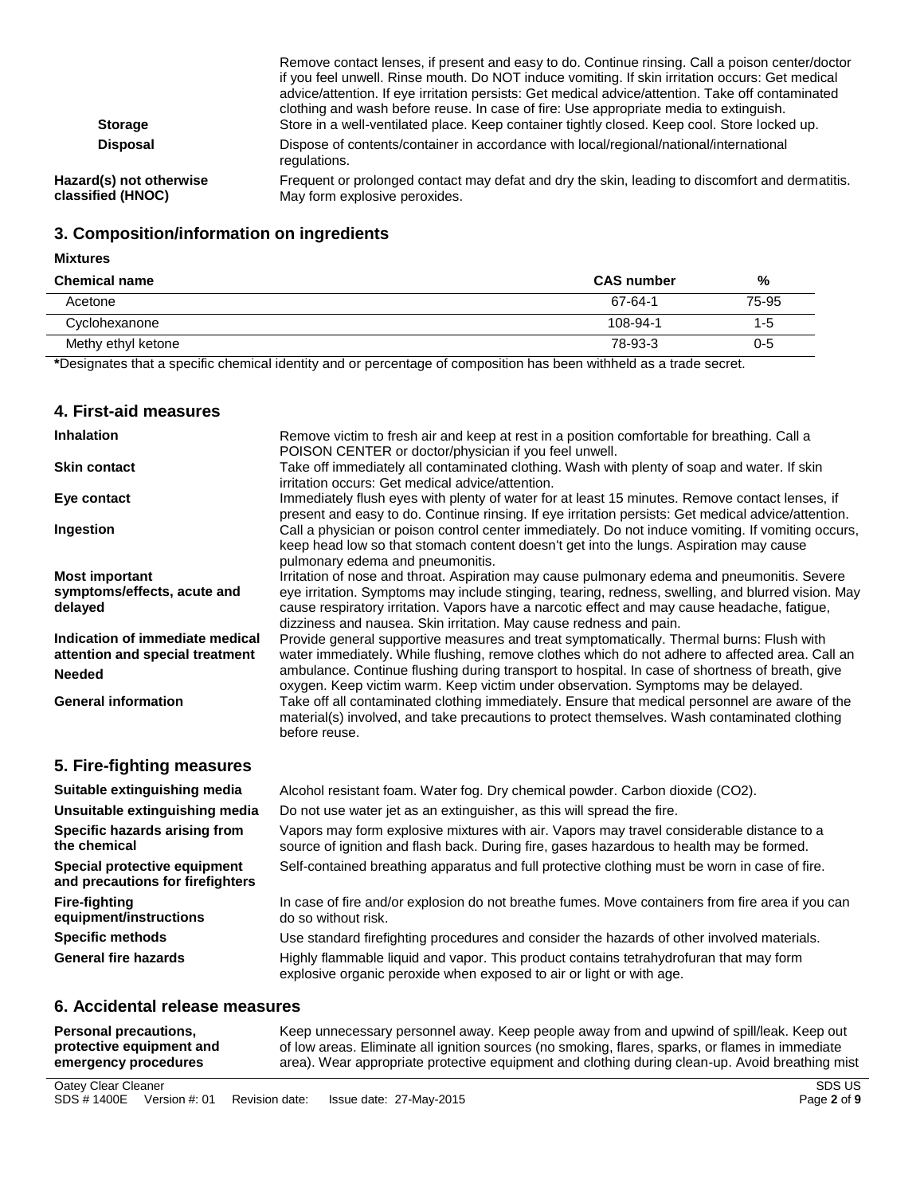Remove contact lenses, if present and easy to do. Continue rinsing. Call a poison center/doctor if you feel unwell. Rinse mouth. Do NOT induce vomiting. If skin irritation occurs: Get medical advice/attention. If eye irritation persists: Get medical advice/attention. Take off contaminated clothing and wash before reuse. In case of fire: Use appropriate media to extinguish.

**Storage** Store in a well-ventilated place. Keep container tightly closed. Keep cool. Store locked up.

**Disposal** Dispose of contents/container in accordance with local/regional/national/international regulations.

**Hazard(s) not otherwise classified (HNOC)** Frequent or prolonged contact may defat and dry the skin, leading to discomfort and dermatitis. May form explosive peroxides.

## 3. Composition/information on ingredients

**Mixtures**

| Chemical name | CAS number | % |
|---|---|---|
| Acetone | 67-64-1 | 75-95 |
| Cyclohexanone | 108-94-1 | 1-5 |
| Methy ethyl ketone | 78-93-3 | 0-5 |

***Designates that a specific chemical identity and or percentage of composition has been withheld as a trade secret.**

## 4. First-aid measures

**Inhalation** Remove victim to fresh air and keep at rest in a position comfortable for breathing. Call a POISON CENTER or doctor/physician if you feel unwell.

**Skin contact** Take off immediately all contaminated clothing. Wash with plenty of soap and water. If skin irritation occurs: Get medical advice/attention.

**Eye contact** Immediately flush eyes with plenty of water for at least 15 minutes. Remove contact lenses, if present and easy to do. Continue rinsing. If eye irritation persists: Get medical advice/attention.

**Ingestion** Call a physician or poison control center immediately. Do not induce vomiting. If vomiting occurs, keep head low so that stomach content doesn't get into the lungs. Aspiration may cause pulmonary edema and pneumonitis.

**Most important symptoms/effects, acute and delayed** Irritation of nose and throat. Aspiration may cause pulmonary edema and pneumonitis. Severe eye irritation. Symptoms may include stinging, tearing, redness, swelling, and blurred vision. May cause respiratory irritation. Vapors have a narcotic effect and may cause headache, fatigue, dizziness and nausea. Skin irritation. May cause redness and pain.

**Indication of immediate medical attention and special treatment Needed** Provide general supportive measures and treat symptomatically. Thermal burns: Flush with water immediately. While flushing, remove clothes which do not adhere to affected area. Call an ambulance. Continue flushing during transport to hospital. In case of shortness of breath, give oxygen. Keep victim warm. Keep victim under observation. Symptoms may be delayed.

**General information** Take off all contaminated clothing immediately. Ensure that medical personnel are aware of the material(s) involved, and take precautions to protect themselves. Wash contaminated clothing before reuse.

## 5. Fire-fighting measures

**Suitable extinguishing media** Alcohol resistant foam. Water fog. Dry chemical powder. Carbon dioxide ($CO_2$).

**Unsuitable extinguishing media** Do not use water jet as an extinguisher, as this will spread the fire.

**Specific hazards arising from the chemical** Vapors may form explosive mixtures with air. Vapors may travel considerable distance to a source of ignition and flash back. During fire, gases hazardous to health may be formed.

**Special protective equipment and precautions for firefighters** Self-contained breathing apparatus and full protective clothing must be worn in case of fire.

**Fire-fighting equipment/instructions** In case of fire and/or explosion do not breathe fumes. Move containers from fire area if you can do so without risk.

**Specific methods** Use standard firefighting procedures and consider the hazards of other involved materials.

**General fire hazards** Highly flammable liquid and vapor. This product contains tetrahydrofuran that may form explosive organic peroxide when exposed to air or light or with age.

## 6. Accidental release measures

**Personal precautions, protective equipment and emergency procedures** Keep unnecessary personnel away. Keep people away from and upwind of spill/leak. Keep out of low areas. Eliminate all ignition sources (no smoking, flares, sparks, or flames in immediate area). Wear appropriate protective equipment and clothing during clean-up. Avoid breathing mist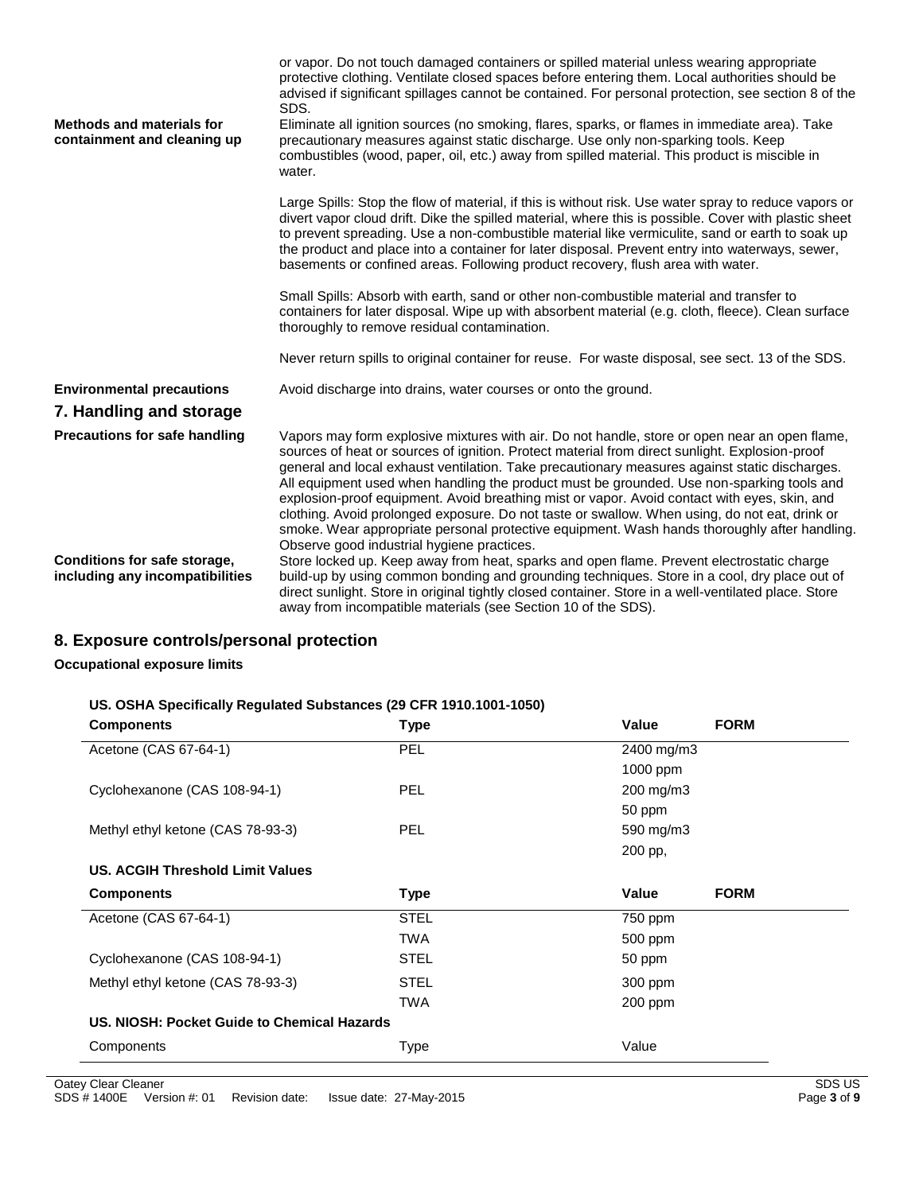or vapor. Do not touch damaged containers or spilled material unless wearing appropriate protective clothing. Ventilate closed spaces before entering them. Local authorities should be advised if significant spillages cannot be contained. For personal protection, see section 8 of the SDS.

**Methods and materials for containment and cleaning up**

Eliminate all ignition sources (no smoking, flares, sparks, or flames in immediate area). Take precautionary measures against static discharge. Use only non-sparking tools. Keep combustibles (wood, paper, oil, etc.) away from spilled material. This product is miscible in water.

Large Spills: Stop the flow of material, if this is without risk. Use water spray to reduce vapors or divert vapor cloud drift. Dike the spilled material, where this is possible. Cover with plastic sheet to prevent spreading. Use a non-combustible material like vermiculite, sand or earth to soak up the product and place into a container for later disposal. Prevent entry into waterways, sewer, basements or confined areas. Following product recovery, flush area with water.

Small Spills: Absorb with earth, sand or other non-combustible material and transfer to containers for later disposal. Wipe up with absorbent material (e.g. cloth, fleece). Clean surface thoroughly to remove residual contamination.

Never return spills to original container for reuse. For waste disposal, see sect. 13 of the SDS.

**Environmental precautions**

Avoid discharge into drains, water courses or onto the ground.

## 7. Handling and storage

**Precautions for safe handling**

Vapors may form explosive mixtures with air. Do not handle, store or open near an open flame, sources of heat or sources of ignition. Protect material from direct sunlight. Explosion-proof general and local exhaust ventilation. Take precautionary measures against static discharges. All equipment used when handling the product must be grounded. Use non-sparking tools and explosion-proof equipment. Avoid breathing mist or vapor. Avoid contact with eyes, skin, and clothing. Avoid prolonged exposure. Do not taste or swallow. When using, do not eat, drink or smoke. Wear appropriate personal protective equipment. Wash hands thoroughly after handling. Observe good industrial hygiene practices.

**Conditions for safe storage, including any incompatibilities**

Store locked up. Keep away from heat, sparks and open flame. Prevent electrostatic charge build-up by using common bonding and grounding techniques. Store in a cool, dry place out of direct sunlight. Store in original tightly closed container. Store in a well-ventilated place. Store away from incompatible materials (see Section 10 of the SDS).

## 8. Exposure controls/personal protection

**Occupational exposure limits**

**US. OSHA Specifically Regulated Substances (29 CFR 1910.1001-1050)**

| Components | Type | Value | FORM |
|---|---|---|---|
| Acetone (CAS 67-64-1) | PEL | 2400 mg/m3 | |
| | | 1000 ppm | |
| Cyclohexanone (CAS 108-94-1) | PEL | 200 mg/m3 | |
| | | 50 ppm | |
| Methyl ethyl ketone (CAS 78-93-3) | PEL | 590 mg/m3 | |
| | | 200 pp, | |

**US. ACGIH Threshold Limit Values**

| Components | Type | Value | FORM |
|---|---|---|---|
| Acetone (CAS 67-64-1) | STEL | 750 ppm | |
| | TWA | 500 ppm | |
| Cyclohexanone (CAS 108-94-1) | STEL | 50 ppm | |
| Methyl ethyl ketone (CAS 78-93-3) | STEL | 300 ppm | |
| | TWA | 200 ppm | |

**US. NIOSH: Pocket Guide to Chemical Hazards**

| Components | Type | Value |
|---|---|---|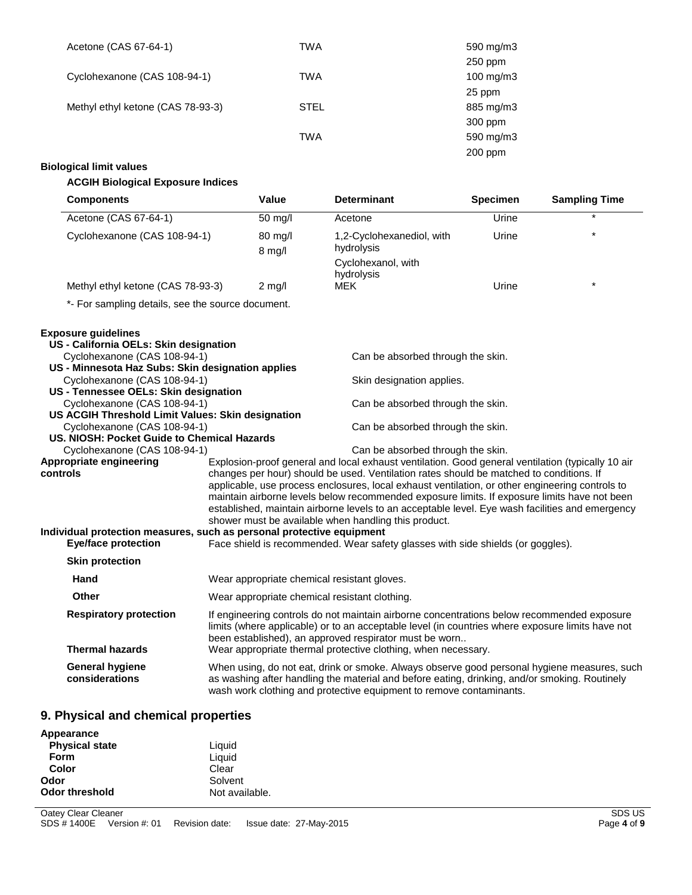| | | |
|---|---|---|
| Acetone (CAS 67-64-1) | TWA | 590 mg/m3 |
| | | 250 ppm |
| Cyclohexanone (CAS 108-94-1) | TWA | 100 mg/m3 |
| | | 25 ppm |
| Methyl ethyl ketone (CAS 78-93-3) | STEL | 885 mg/m3 |
| | | 300 ppm |
| | TWA | 590 mg/m3 |
| | | 200 ppm |

**Biological limit values**

**ACGIH Biological Exposure Indices**

| Components | Value | Determinant | Specimen | Sampling Time |
|---|---|---|---|---|
| Acetone (CAS 67-64-1) | 50 mg/l | Acetone | Urine | * |
| Cyclohexanone (CAS 108-94-1) | 80 mg/l | 1,2-Cyclohexanediol, with hydrolysis | Urine | * |
| | 8 mg/l | Cyclohexanol, with hydrolysis | | |
| Methyl ethyl ketone (CAS 78-93-3) | 2 mg/l | MEK | Urine | * |

*- For sampling details, see the source document.

**Exposure guidelines**

**US - California OELs: Skin designation**

Cyclohexanone (CAS 108-94-1) — Can be absorbed through the skin.

**US - Minnesota Haz Subs: Skin designation applies**

Cyclohexanone (CAS 108-94-1) — Skin designation applies.

**US - Tennessee OELs: Skin designation**

Cyclohexanone (CAS 108-94-1) — Can be absorbed through the skin.

**US ACGIH Threshold Limit Values: Skin designation**

Cyclohexanone (CAS 108-94-1) — Can be absorbed through the skin.

**US. NIOSH: Pocket Guide to Chemical Hazards**

Cyclohexanone (CAS 108-94-1) — Can be absorbed through the skin.

**Appropriate engineering controls**

Explosion-proof general and local exhaust ventilation. Good general ventilation (typically 10 air changes per hour) should be used. Ventilation rates should be matched to conditions. If applicable, use process enclosures, local exhaust ventilation, or other engineering controls to maintain airborne levels below recommended exposure limits. If exposure limits have not been established, maintain airborne levels to an acceptable level. Eye wash facilities and emergency shower must be available when handling this product.

**Individual protection measures, such as personal protective equipment**

**Eye/face protection**

Face shield is recommended. Wear safety glasses with side shields (or goggles).

**Skin protection**

**Hand**

Wear appropriate chemical resistant gloves.

**Other**

Wear appropriate chemical resistant clothing.

**Respiratory protection**

If engineering controls do not maintain airborne concentrations below recommended exposure limits (where applicable) or to an acceptable level (in countries where exposure limits have not been established), an approved respirator must be worn..

**Thermal hazards**

Wear appropriate thermal protective clothing, when necessary.

**General hygiene considerations**

When using, do not eat, drink or smoke. Always observe good personal hygiene measures, such as washing after handling the material and before eating, drinking, and/or smoking. Routinely wash work clothing and protective equipment to remove contaminants.

## 9. Physical and chemical properties

**Appearance**

| | |
|---|---|
| **Physical state** | Liquid |
| **Form** | Liquid |
| **Color** | Clear |
| **Odor** | Solvent |
| **Odor threshold** | Not available. |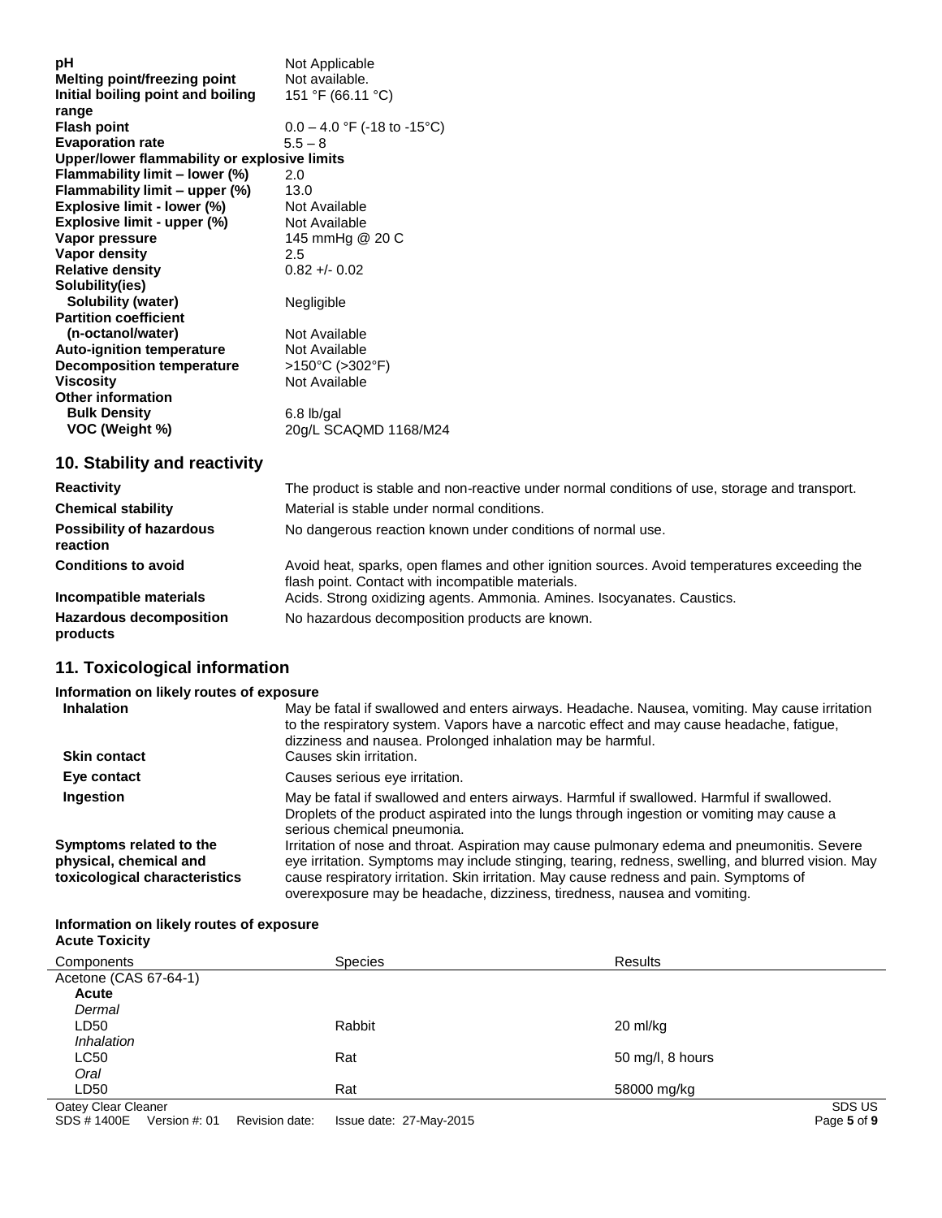| | |
|---|---|
| **pH** | Not Applicable |
| **Melting point/freezing point** | Not available. |
| **Initial boiling point and boiling range** | 151 °F (66.11 °C) |
| **Flash point** | 0.0 – 4.0 °F (-18 to -15°C) |
| **Evaporation rate** | 5.5 – 8 |
| **Upper/lower flammability or explosive limits** | |
| **Flammability limit – lower (%)** | 2.0 |
| **Flammability limit – upper (%)** | 13.0 |
| **Explosive limit - lower (%)** | Not Available |
| **Explosive limit - upper (%)** | Not Available |
| **Vapor pressure** | 145 mmHg @ 20 C |
| **Vapor density** | 2.5 |
| **Relative density** | 0.82 +/- 0.02 |
| **Solubility(ies)** | |
| **Solubility (water)** | Negligible |
| **Partition coefficient (n-octanol/water)** | Not Available |
| **Auto-ignition temperature** | Not Available |
| **Decomposition temperature** | >150°C (>302°F) |
| **Viscosity** | Not Available |
| **Other information** | |
| **Bulk Density** | 6.8 lb/gal |
| **VOC (Weight %)** | 20g/L SCAQMD 1168/M24 |

## 10. Stability and reactivity

| | |
|---|---|
| **Reactivity** | The product is stable and non-reactive under normal conditions of use, storage and transport. |
| **Chemical stability** | Material is stable under normal conditions. |
| **Possibility of hazardous reaction** | No dangerous reaction known under conditions of normal use. |
| **Conditions to avoid** | Avoid heat, sparks, open flames and other ignition sources. Avoid temperatures exceeding the flash point. Contact with incompatible materials. |
| **Incompatible materials** | Acids. Strong oxidizing agents. Ammonia. Amines. Isocyanates. Caustics. |
| **Hazardous decomposition products** | No hazardous decomposition products are known. |

## 11. Toxicological information

**Information on likely routes of exposure**

| | |
|---|---|
| **Inhalation** | May be fatal if swallowed and enters airways. Headache. Nausea, vomiting. May cause irritation to the respiratory system. Vapors have a narcotic effect and may cause headache, fatigue, dizziness and nausea. Prolonged inhalation may be harmful. |
| **Skin contact** | Causes skin irritation. |
| **Eye contact** | Causes serious eye irritation. |
| **Ingestion** | May be fatal if swallowed and enters airways. Harmful if swallowed. Harmful if swallowed. Droplets of the product aspirated into the lungs through ingestion or vomiting may cause a serious chemical pneumonia. |
| **Symptoms related to the physical, chemical and toxicological characteristics** | Irritation of nose and throat. Aspiration may cause pulmonary edema and pneumonitis. Severe eye irritation. Symptoms may include stinging, tearing, redness, swelling, and blurred vision. May cause respiratory irritation. Skin irritation. May cause redness and pain. Symptoms of overexposure may be headache, dizziness, tiredness, nausea and vomiting. |

**Information on likely routes of exposure**

**Acute Toxicity**

| Components | Species | Results |
|---|---|---|
| Acetone (CAS 67-64-1) | | |
| **Acute** | | |
| *Dermal* | | |
| LD50 | Rabbit | 20 ml/kg |
| *Inhalation* | | |
| LC50 | Rat | 50 mg/l, 8 hours |
| *Oral* | | |
| LD50 | Rat | 58000 mg/kg |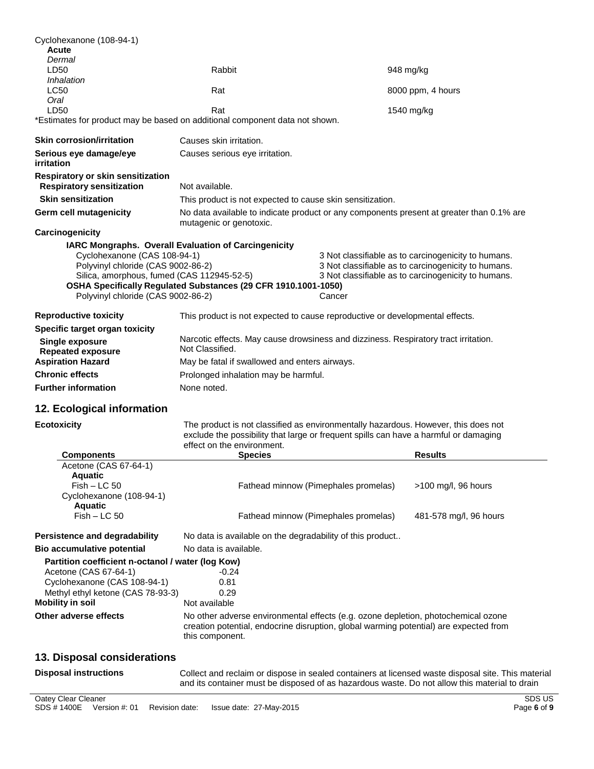Cyclohexanone (108-94-1)

| | | |
|---|---|---|
| **Acute** | | |
| *Dermal* | | |
| LD50 | Rabbit | 948 mg/kg |
| *Inhalation* | | |
| LC50 | Rat | 8000 ppm, 4 hours |
| *Oral* | | |
| LD50 | Rat | 1540 mg/kg |

*Estimates for product may be based on additional component data not shown.

**Skin corrosion/irritation** Causes skin irritation.

**Serious eye damage/eye irritation** Causes serious eye irritation.

**Respiratory or skin sensitization**

**Respiratory sensitization** Not available.

**Skin sensitization** This product is not expected to cause skin sensitization.

**Germ cell mutagenicity** No data available to indicate product or any components present at greater than 0.1% are mutagenic or genotoxic.

**Carcinogenicity**

**IARC Mongraphs. Overall Evaluation of Carcingenicity**

| | |
|---|---|
| Cyclohexanone (CAS 108-94-1) | 3 Not classifiable as to carcinogenicity to humans. |
| Polyvinyl chloride (CAS 9002-86-2) | 3 Not classifiable as to carcinogenicity to humans. |
| Silica, amorphous, fumed (CAS 112945-52-5) | 3 Not classifiable as to carcinogenicity to humans. |

**OSHA Specifically Regulated Substances (29 CFR 1910.1001-1050)**

| | |
|---|---|
| Polyvinyl chloride (CAS 9002-86-2) | Cancer |

**Reproductive toxicity** This product is not expected to cause reproductive or developmental effects.

**Specific target organ toxicity**

**Single exposure** Narcotic effects. May cause drowsiness and dizziness. Respiratory tract irritation.

**Repeated exposure** Not Classified.

**Aspiration Hazard** May be fatal if swallowed and enters airways.

**Chronic effects** Prolonged inhalation may be harmful.

**Further information** None noted.

## 12. Ecological information

**Ecotoxicity** The product is not classified as environmentally hazardous. However, this does not exclude the possibility that large or frequent spills can have a harmful or damaging effect on the environment.

| Components | Species | Results |
|---|---|---|
| Acetone (CAS 67-64-1) | | |
| **Aquatic** | | |
| Fish – LC 50 | Fathead minnow (Pimephales promelas) | >100 mg/l, 96 hours |
| Cyclohexanone (108-94-1) | | |
| **Aquatic** | | |
| Fish – LC 50 | Fathead minnow (Pimephales promelas) | 481-578 mg/l, 96 hours |

**Persistence and degradability** No data is available on the degradability of this product..

**Bio accumulative potential** No data is available.

**Partition coefficient n-octanol / water (log Kow)**

| | |
|---|---|
| Acetone (CAS 67-64-1) | -0.24 |
| Cyclohexanone (CAS 108-94-1) | 0.81 |
| Methyl ethyl ketone (CAS 78-93-3) | 0.29 |

**Mobility in soil** Not available

**Other adverse effects** No other adverse environmental effects (e.g. ozone depletion, photochemical ozone creation potential, endocrine disruption, global warming potential) are expected from this component.

## 13. Disposal considerations

**Disposal instructions** Collect and reclaim or dispose in sealed containers at licensed waste disposal site. This material and its container must be disposed of as hazardous waste. Do not allow this material to drain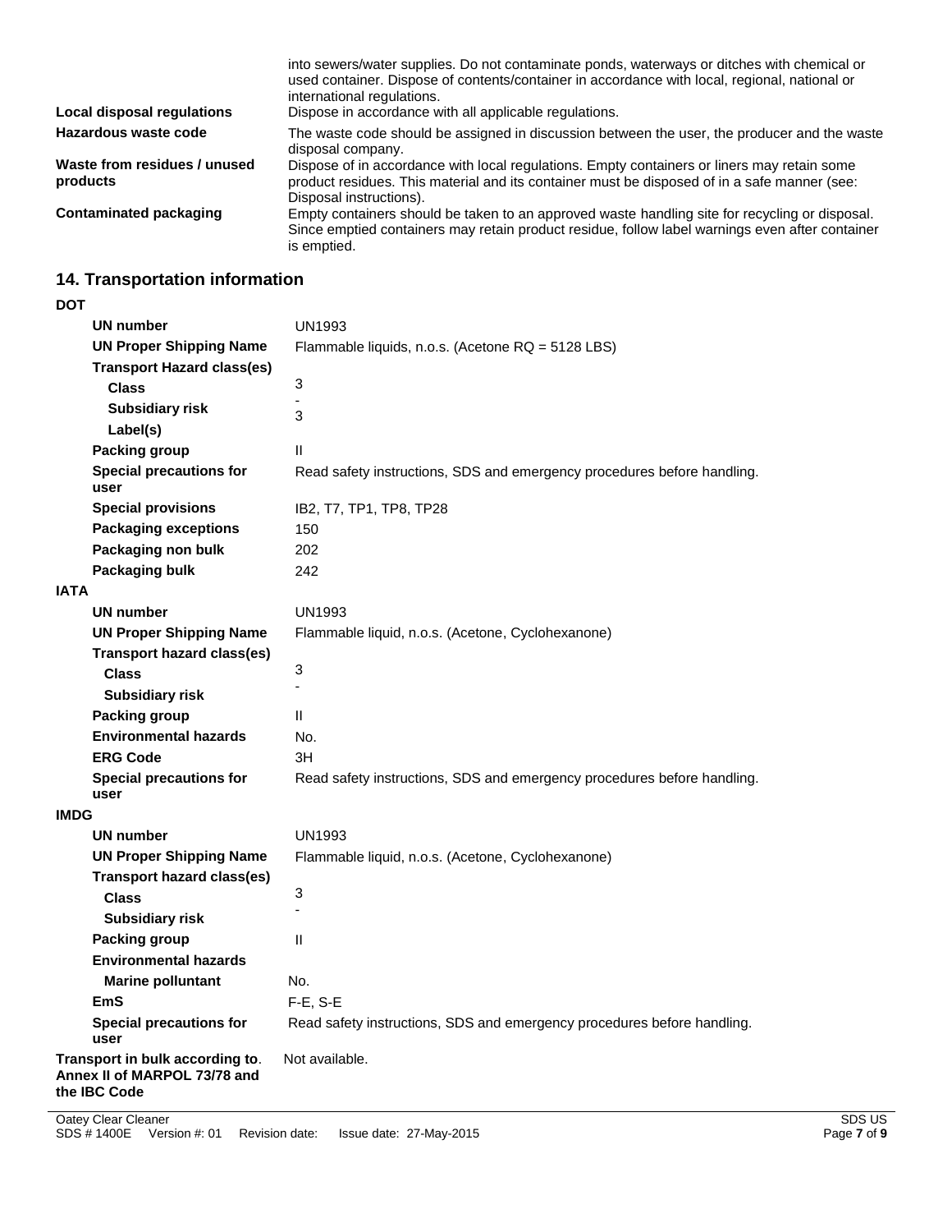| | |
|---|---|
| | into sewers/water supplies. Do not contaminate ponds, waterways or ditches with chemical or used container. Dispose of contents/container in accordance with local, regional, national or international regulations. |
| **Local disposal regulations** | Dispose in accordance with all applicable regulations. |
| **Hazardous waste code** | The waste code should be assigned in discussion between the user, the producer and the waste disposal company. |
| **Waste from residues / unused products** | Dispose of in accordance with local regulations. Empty containers or liners may retain some product residues. This material and its container must be disposed of in a safe manner (see: Disposal instructions). |
| **Contaminated packaging** | Empty containers should be taken to an approved waste handling site for recycling or disposal. Since emptied containers may retain product residue, follow label warnings even after container is emptied. |

## 14. Transportation information

**DOT**

| | |
|---|---|
| **UN number** | UN1993 |
| **UN Proper Shipping Name** | Flammable liquids, n.o.s. (Acetone RQ = 5128 LBS) |
| **Transport Hazard class(es)** | |
| **Class** | 3 |
| **Subsidiary risk** | - |
| **Label(s)** | 3 |
| **Packing group** | II |
| **Special precautions for user** | Read safety instructions, SDS and emergency procedures before handling. |
| **Special provisions** | IB2, T7, TP1, TP8, TP28 |
| **Packaging exceptions** | 150 |
| **Packaging non bulk** | 202 |
| **Packaging bulk** | 242 |

**IATA**

| | |
|---|---|
| **UN number** | UN1993 |
| **UN Proper Shipping Name** | Flammable liquid, n.o.s. (Acetone, Cyclohexanone) |
| **Transport hazard class(es)** | |
| **Class** | 3 |
| **Subsidiary risk** | - |
| **Packing group** | II |
| **Environmental hazards** | No. |
| **ERG Code** | 3H |
| **Special precautions for user** | Read safety instructions, SDS and emergency procedures before handling. |

**IMDG**

| | |
|---|---|
| **UN number** | UN1993 |
| **UN Proper Shipping Name** | Flammable liquid, n.o.s. (Acetone, Cyclohexanone) |
| **Transport hazard class(es)** | |
| **Class** | 3 |
| **Subsidiary risk** | - |
| **Packing group** | II |
| **Environmental hazards** | |
| **Marine pollutant** | No. |
| **EmS** | F-E, S-E |
| **Special precautions for user** | Read safety instructions, SDS and emergency procedures before handling. |

| | |
|---|---|
| **Transport in bulk according to Annex II of MARPOL 73/78 and the IBC Code** | Not available. |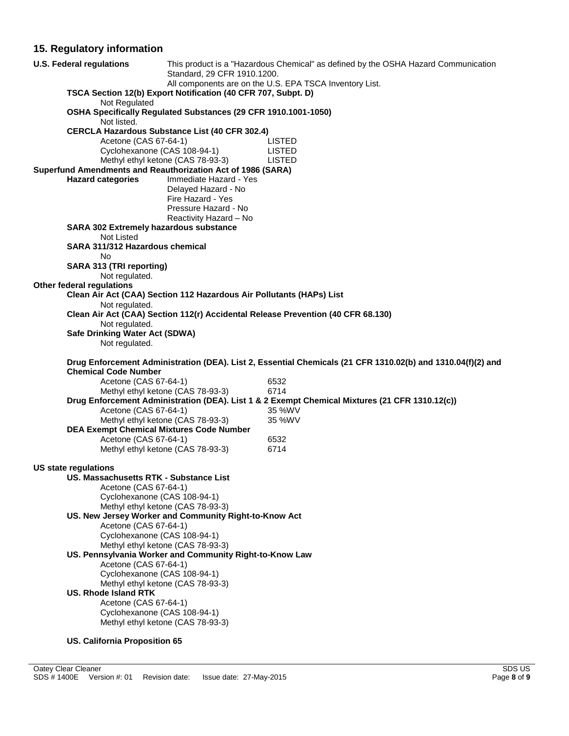## 15. Regulatory information

**U.S. Federal regulations**

This product is a "Hazardous Chemical" as defined by the OSHA Hazard Communication Standard, 29 CFR 1910.1200.

All components are on the U.S. EPA TSCA Inventory List.

**TSCA Section 12(b) Export Notification (40 CFR 707, Subpt. D)**

Not Regulated

**OSHA Specifically Regulated Substances (29 CFR 1910.1001-1050)**

Not listed.

**CERCLA Hazardous Substance List (40 CFR 302.4)**

| | |
|---|---|
| Acetone (CAS 67-64-1) | LISTED |
| Cyclohexanone (CAS 108-94-1) | LISTED |
| Methyl ethyl ketone (CAS 78-93-3) | LISTED |

**Superfund Amendments and Reauthorization Act of 1986 (SARA)**

**Hazard categories**

Immediate Hazard - Yes
Delayed Hazard - No
Fire Hazard - Yes
Pressure Hazard - No
Reactivity Hazard – No

**SARA 302 Extremely hazardous substance**

Not Listed

**SARA 311/312 Hazardous chemical**

No

**SARA 313 (TRI reporting)**

Not regulated.

**Other federal regulations**

**Clean Air Act (CAA) Section 112 Hazardous Air Pollutants (HAPs) List**

Not regulated.

**Clean Air Act (CAA) Section 112(r) Accidental Release Prevention (40 CFR 68.130)**

Not regulated.

**Safe Drinking Water Act (SDWA)**

Not regulated.

**Drug Enforcement Administration (DEA). List 2, Essential Chemicals (21 CFR 1310.02(b) and 1310.04(f)(2) and Chemical Code Number**

| | |
|---|---|
| Acetone (CAS 67-64-1) | 6532 |
| Methyl ethyl ketone (CAS 78-93-3) | 6714 |

**Drug Enforcement Administration (DEA). List 1 & 2 Exempt Chemical Mixtures (21 CFR 1310.12(c))**

| | |
|---|---|
| Acetone (CAS 67-64-1) | 35 %WV |
| Methyl ethyl ketone (CAS 78-93-3) | 35 %WV |

**DEA Exempt Chemical Mixtures Code Number**

| | |
|---|---|
| Acetone (CAS 67-64-1) | 6532 |
| Methyl ethyl ketone (CAS 78-93-3) | 6714 |

**US state regulations**

**US. Massachusetts RTK - Substance List**

Acetone (CAS 67-64-1)
Cyclohexanone (CAS 108-94-1)
Methyl ethyl ketone (CAS 78-93-3)

**US. New Jersey Worker and Community Right-to-Know Act**

Acetone (CAS 67-64-1)
Cyclohexanone (CAS 108-94-1)
Methyl ethyl ketone (CAS 78-93-3)

**US. Pennsylvania Worker and Community Right-to-Know Law**

Acetone (CAS 67-64-1)
Cyclohexanone (CAS 108-94-1)
Methyl ethyl ketone (CAS 78-93-3)

**US. Rhode Island RTK**

Acetone (CAS 67-64-1)
Cyclohexanone (CAS 108-94-1)
Methyl ethyl ketone (CAS 78-93-3)

**US. California Proposition 65**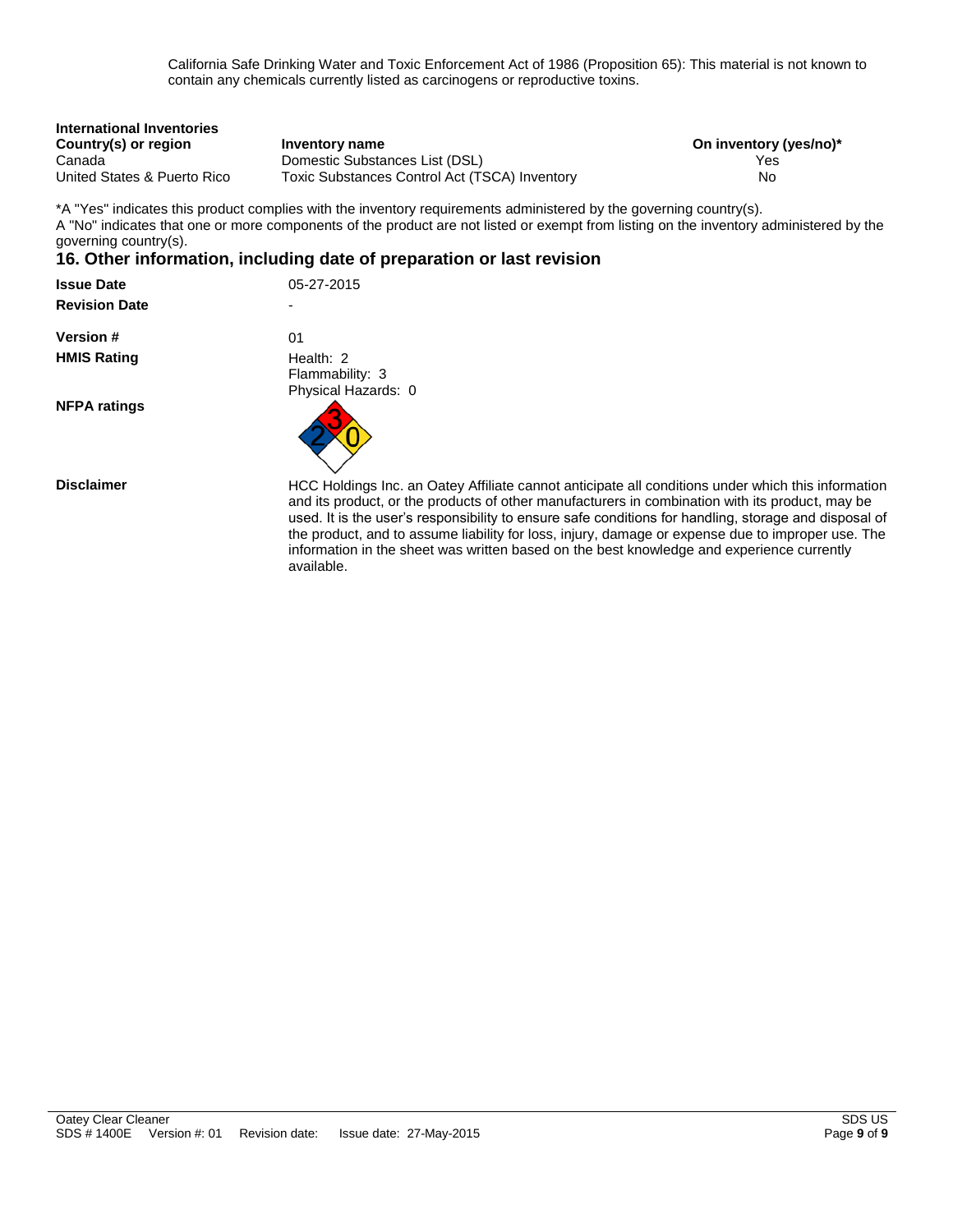California Safe Drinking Water and Toxic Enforcement Act of 1986 (Proposition 65): This material is not known to contain any chemicals currently listed as carcinogens or reproductive toxins.

**International Inventories**

| **Country(s) or region** | **Inventory name** | **On inventory (yes/no)*** |
|---|---|---|
| Canada | Domestic Substances List (DSL) | Yes |
| United States & Puerto Rico | Toxic Substances Control Act (TSCA) Inventory | No |

*A "Yes" indicates this product complies with the inventory requirements administered by the governing country(s).
A "No" indicates that one or more components of the product are not listed or exempt from listing on the inventory administered by the governing country(s).

## 16. Other information, including date of preparation or last revision

**Issue Date** 05-27-2015

**Revision Date** -

**Version #** 01

**HMIS Rating**
Health: 2
Flammability: 3
Physical Hazards: 0

**NFPA ratings**

3
2 0

**Disclaimer** HCC Holdings Inc. an Oatey Affiliate cannot anticipate all conditions under which this information and its product, or the products of other manufacturers in combination with its product, may be used. It is the user's responsibility to ensure safe conditions for handling, storage and disposal of the product, and to assume liability for loss, injury, damage or expense due to improper use. The information in the sheet was written based on the best knowledge and experience currently available.